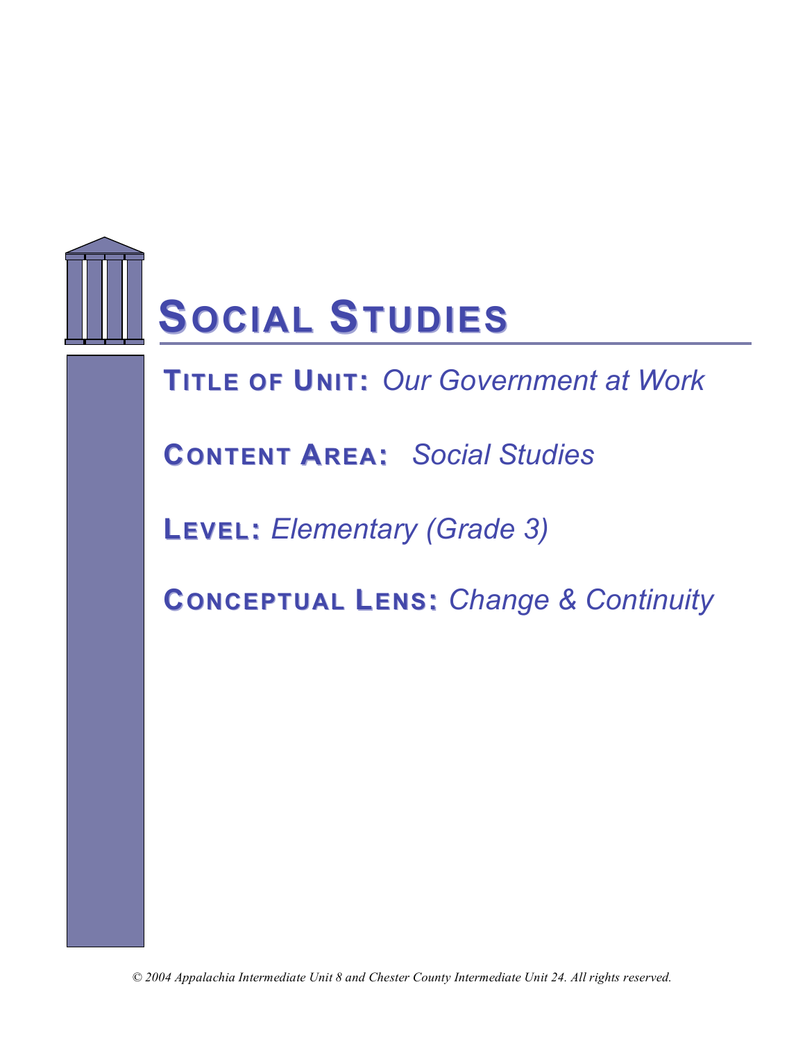# SOCIAL STUDIES

**TITLE OF UNIT:** *Our Government at Work*

**CONTENT AREA:** *Social Studies*

**LEVEL:** *Elementary (Grade 3)*

**CONCEPTUAL LENS:** *Change & Continuity*

*© 2004 Appalachia Intermediate Unit 8 and Chester County Intermediate Unit 24. All rights reserved.*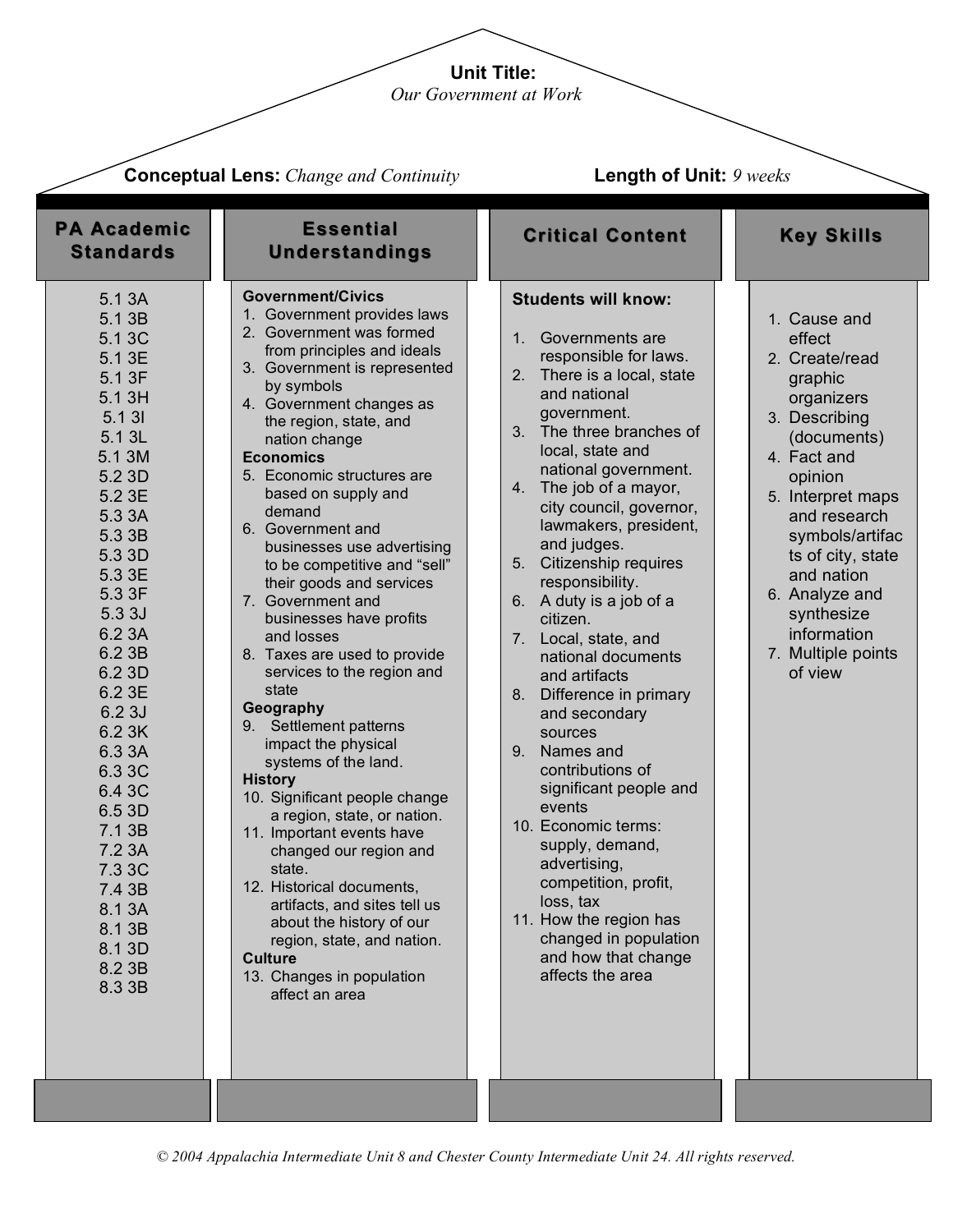**Unit Title:**
*Our Government at Work*

**Conceptual Lens:** *Change and Continuity*

**Length of Unit:** *9 weeks*

## PA Academic Standards

5.1 3A
5.1 3B
5.1 3C
5.1 3E
5.1 3F
5.1 3H
5.1 3I
5.1 3L
5.1 3M
5.2 3D
5.2 3E
5.3 3A
5.3 3B
5.3 3D
5.3 3E
5.3 3F
5.3 3J
6.2 3A
6.2 3B
6.2 3D
6.2 3E
6.2 3J
6.2 3K
6.3 3A
6.3 3C
6.4 3C
6.5 3D
7.1 3B
7.2 3A
7.3 3C
7.4 3B
8.1 3A
8.1 3B
8.1 3D
8.2 3B
8.3 3B

## Essential Understandings

**Government/Civics**

1. Government provides laws
2. Government was formed from principles and ideals
3. Government is represented by symbols
4. Government changes as the region, state, and nation change

**Economics**

5. Economic structures are based on supply and demand
6. Government and businesses use advertising to be competitive and "sell" their goods and services
7. Government and businesses have profits and losses
8. Taxes are used to provide services to the region and state

**Geography**

9. Settlement patterns impact the physical systems of the land.

**History**

10. Significant people change a region, state, or nation.
11. Important events have changed our region and state.
12. Historical documents, artifacts, and sites tell us about the history of our region, state, and nation.

**Culture**

13. Changes in population affect an area

## Critical Content

**Students will know:**

1. Governments are responsible for laws.
2. There is a local, state and national government.
3. The three branches of local, state and national government.
4. The job of a mayor, city council, governor, lawmakers, president, and judges.
5. Citizenship requires responsibility.
6. A duty is a job of a citizen.
7. Local, state, and national documents and artifacts
8. Difference in primary and secondary sources
9. Names and contributions of significant people and events
10. Economic terms: supply, demand, advertising, competition, profit, loss, tax
11. How the region has changed in population and how that change affects the area

## Key Skills

1. Cause and effect
2. Create/read graphic organizers
3. Describing (documents)
4. Fact and opinion
5. Interpret maps and research symbols/artifacts of city, state and nation
6. Analyze and synthesize information
7. Multiple points of view

© 2004 Appalachia Intermediate Unit 8 and Chester County Intermediate Unit 24. All rights reserved.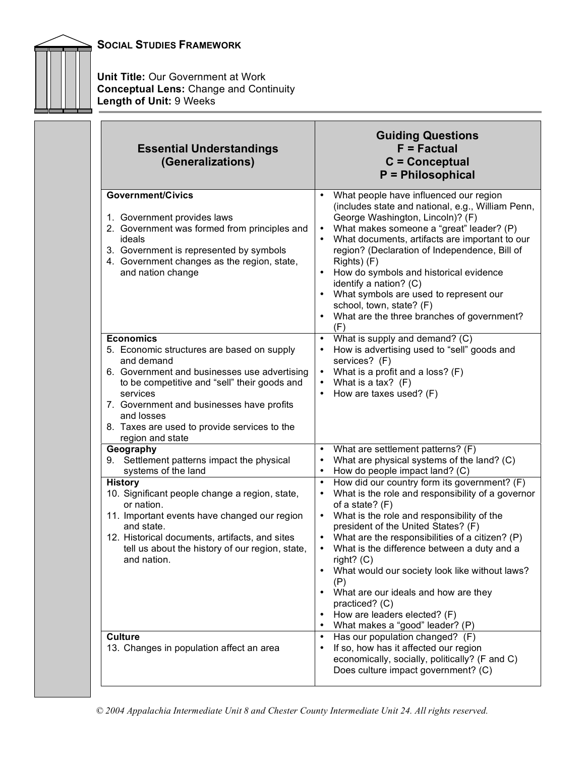## Social Studies Framework

**Unit Title:** Our Government at Work
**Conceptual Lens:** Change and Continuity
**Length of Unit:** 9 Weeks

| Essential Understandings (Generalizations) | Guiding Questions F = Factual C = Conceptual P = Philosophical |
|---|---|
| **Government/Civics**<br><br>1. Government provides laws<br>2. Government was formed from principles and ideals<br>3. Government is represented by symbols<br>4. Government changes as the region, state, and nation change | • What people have influenced our region (includes state and national, e.g., William Penn, George Washington, Lincoln)? (F)<br>• What makes someone a "great" leader? (P)<br>• What documents, artifacts are important to our region? (Declaration of Independence, Bill of Rights) (F)<br>• How do symbols and historical evidence identify a nation? (C)<br>• What symbols are used to represent our school, town, state? (F)<br>• What are the three branches of government? (F) |
| **Economics**<br>5. Economic structures are based on supply and demand<br>6. Government and businesses use advertising to be competitive and "sell" their goods and services<br>7. Government and businesses have profits and losses<br>8. Taxes are used to provide services to the region and state | • What is supply and demand? (C)<br>• How is advertising used to "sell" goods and services? (F)<br>• What is a profit and a loss? (F)<br>• What is a tax? (F)<br>• How are taxes used? (F) |
| **Geography**<br>9. Settlement patterns impact the physical systems of the land | • What are settlement patterns? (F)<br>• What are physical systems of the land? (C)<br>• How do people impact land? (C) |
| **History**<br>10. Significant people change a region, state, or nation.<br>11. Important events have changed our region and state.<br>12. Historical documents, artifacts, and sites tell us about the history of our region, state, and nation. | • How did our country form its government? (F)<br>• What is the role and responsibility of a governor of a state? (F)<br>• What is the role and responsibility of the president of the United States? (F)<br>• What are the responsibilities of a citizen? (P)<br>• What is the difference between a duty and a right? (C)<br>• What would our society look like without laws? (P)<br>• What are our ideals and how are they practiced? (C)<br>• How are leaders elected? (F)<br>• What makes a "good" leader? (P) |
| **Culture**<br>13. Changes in population affect an area | • Has our population changed? (F)<br>• If so, how has it affected our region economically, socially, politically? (F and C) Does culture impact government? (C) |

*© 2004 Appalachia Intermediate Unit 8 and Chester County Intermediate Unit 24. All rights reserved.*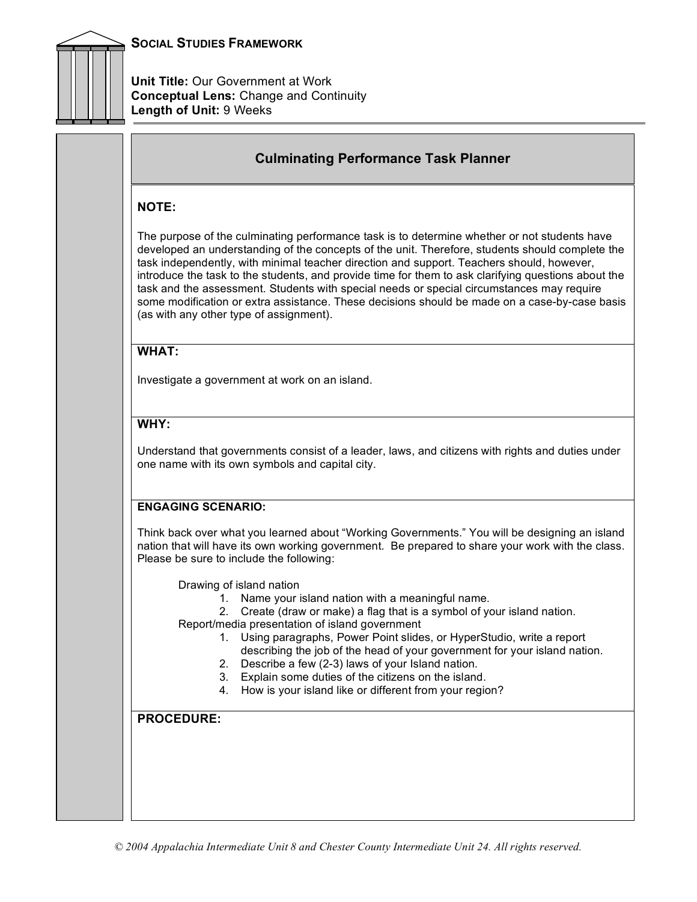**SOCIAL STUDIES FRAMEWORK**

**Unit Title:** Our Government at Work
**Conceptual Lens:** Change and Continuity
**Length of Unit:** 9 Weeks

## Culminating Performance Task Planner

**NOTE:**

The purpose of the culminating performance task is to determine whether or not students have developed an understanding of the concepts of the unit. Therefore, students should complete the task independently, with minimal teacher direction and support. Teachers should, however, introduce the task to the students, and provide time for them to ask clarifying questions about the task and the assessment. Students with special needs or special circumstances may require some modification or extra assistance. These decisions should be made on a case-by-case basis (as with any other type of assignment).

**WHAT:**

Investigate a government at work on an island.

**WHY:**

Understand that governments consist of a leader, laws, and citizens with rights and duties under one name with its own symbols and capital city.

**ENGAGING SCENARIO:**

Think back over what you learned about "Working Governments." You will be designing an island nation that will have its own working government. Be prepared to share your work with the class. Please be sure to include the following:

Drawing of island nation

1. Name your island nation with a meaningful name.
2. Create (draw or make) a flag that is a symbol of your island nation.

Report/media presentation of island government

1. Using paragraphs, Power Point slides, or HyperStudio, write a report describing the job of the head of your government for your island nation.
2. Describe a few (2-3) laws of your Island nation.
3. Explain some duties of the citizens on the island.
4. How is your island like or different from your region?

**PROCEDURE:**

*© 2004 Appalachia Intermediate Unit 8 and Chester County Intermediate Unit 24. All rights reserved.*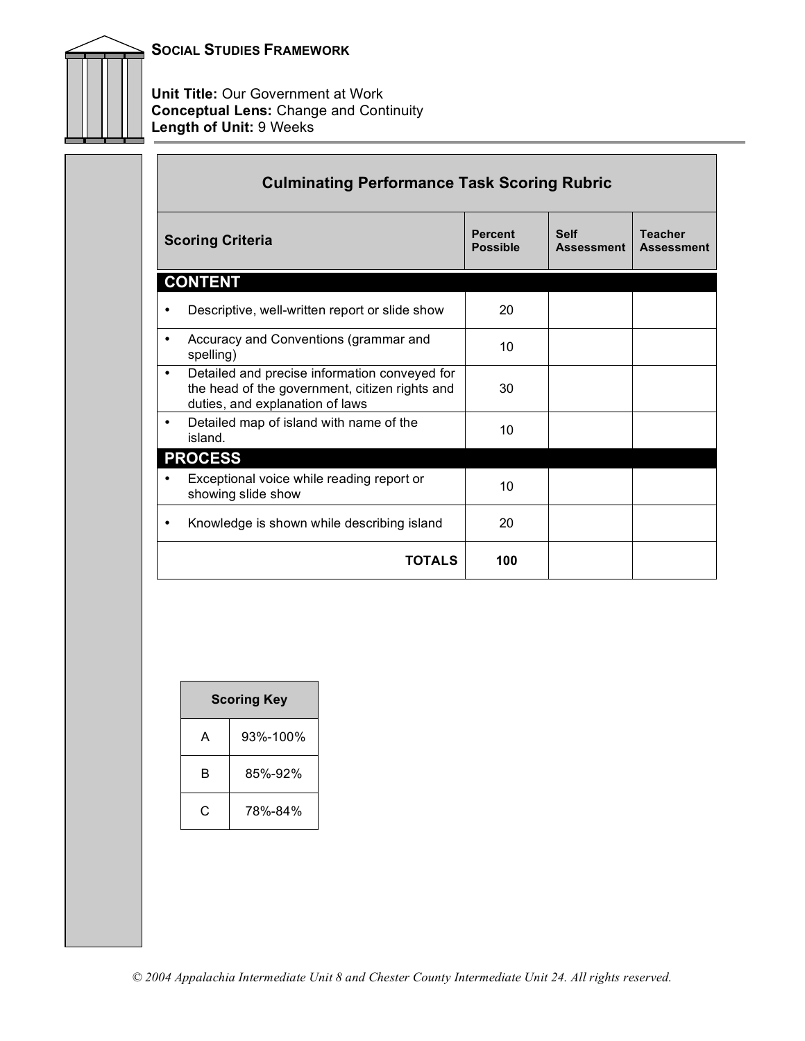**SOCIAL STUDIES FRAMEWORK**

**Unit Title:** Our Government at Work
**Conceptual Lens:** Change and Continuity
**Length of Unit:** 9 Weeks

### Culminating Performance Task Scoring Rubric

| Scoring Criteria | Percent Possible | Self Assessment | Teacher Assessment |
|---|---|---|---|
| **CONTENT** | | | |
| • Descriptive, well-written report or slide show | 20 | | |
| • Accuracy and Conventions (grammar and spelling) | 10 | | |
| • Detailed and precise information conveyed for the head of the government, citizen rights and duties, and explanation of laws | 30 | | |
| • Detailed map of island with name of the island. | 10 | | |
| **PROCESS** | | | |
| • Exceptional voice while reading report or showing slide show | 10 | | |
| • Knowledge is shown while describing island | 20 | | |
| **TOTALS** | **100** | | |

| Scoring Key | |
|---|---|
| A | 93%-100% |
| B | 85%-92% |
| C | 78%-84% |

*© 2004 Appalachia Intermediate Unit 8 and Chester County Intermediate Unit 24. All rights reserved.*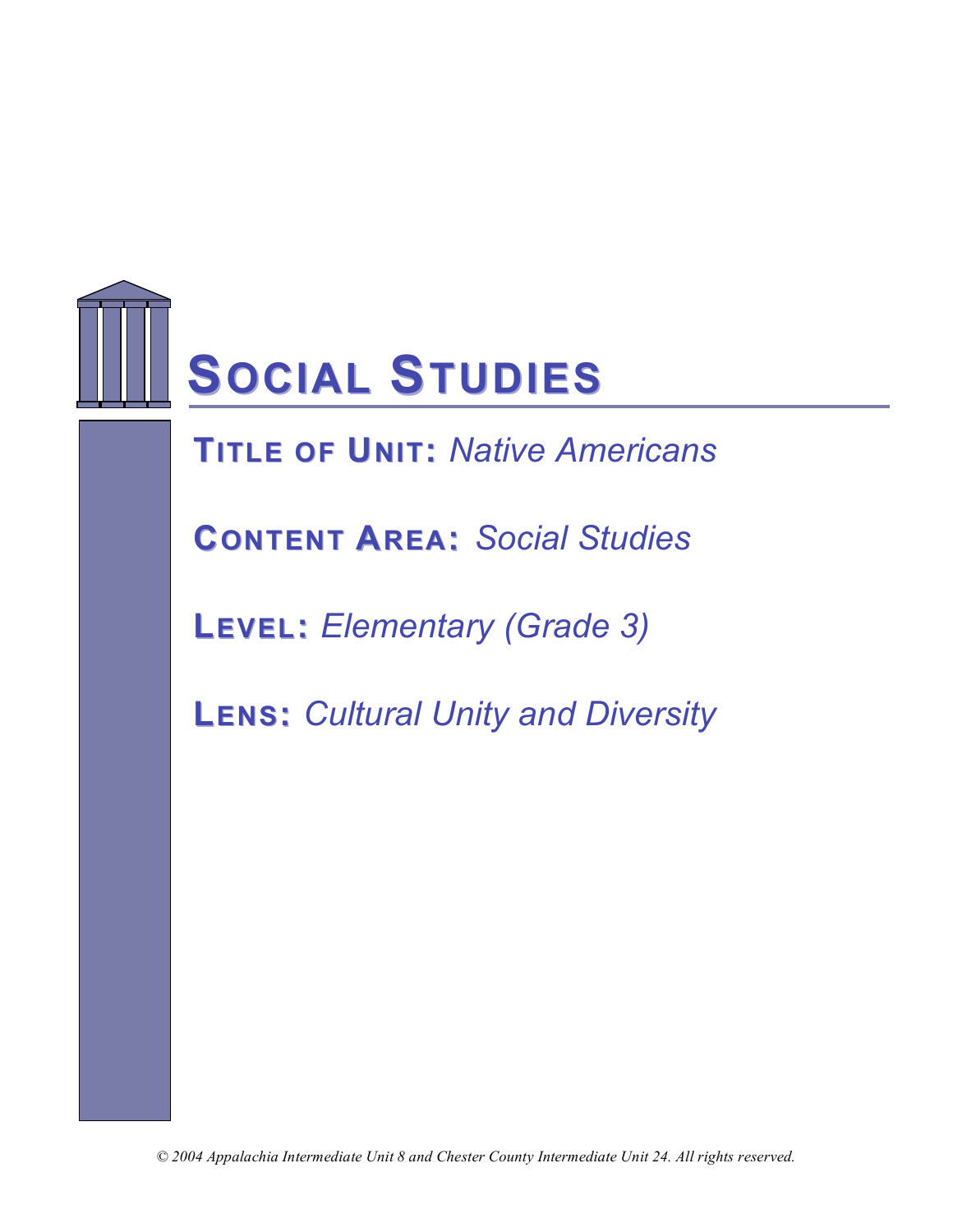# Social Studies

**Title of Unit:** *Native Americans*

**Content Area:** *Social Studies*

**Level:** *Elementary (Grade 3)*

**Lens:** *Cultural Unity and Diversity*

*© 2004 Appalachia Intermediate Unit 8 and Chester County Intermediate Unit 24. All rights reserved.*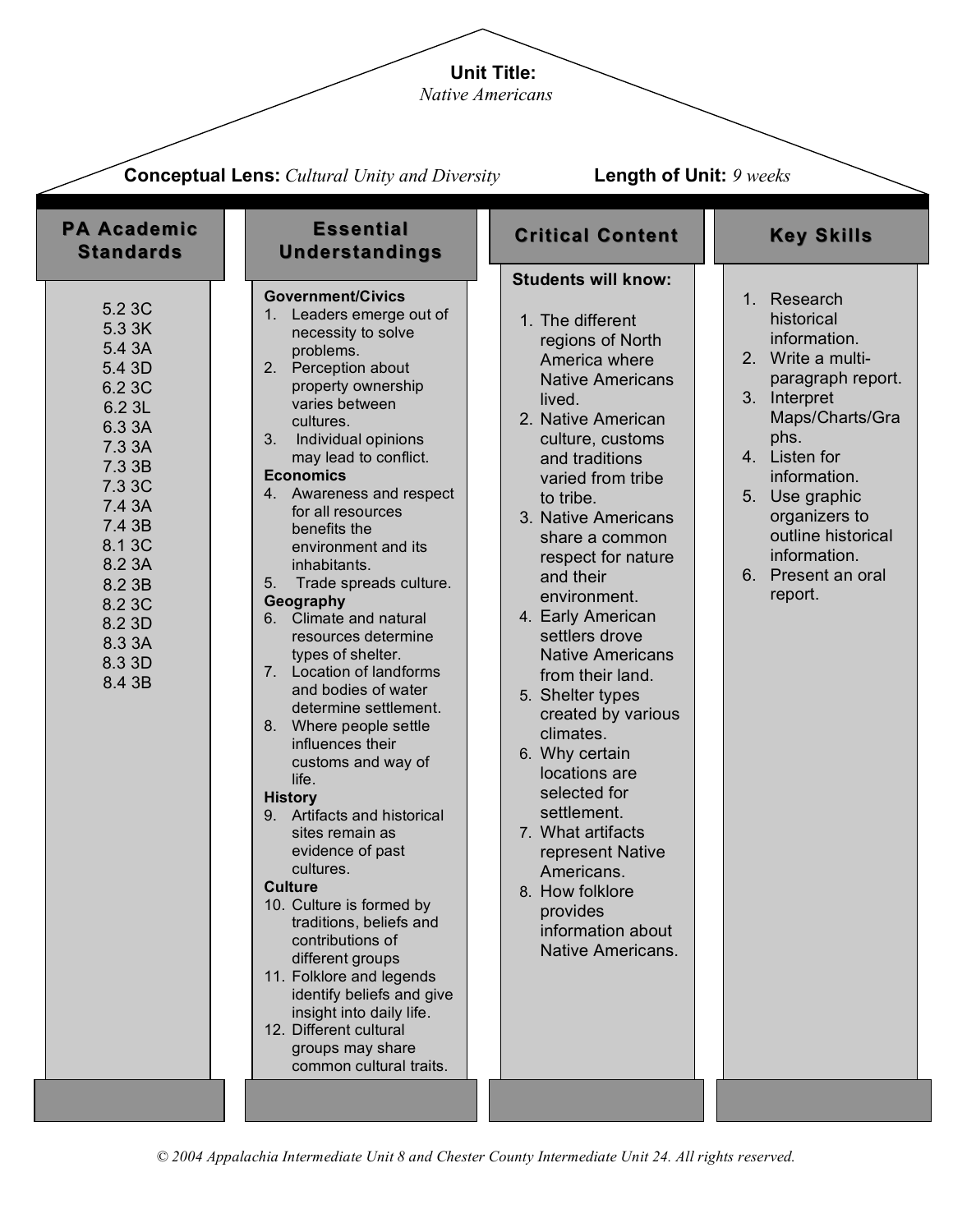**Unit Title:**
*Native Americans*

**Conceptual Lens:** *Cultural Unity and Diversity* **Length of Unit:** *9 weeks*

## PA Academic Standards

5.2 3C
5.3 3K
5.4 3A
5.4 3D
6.2 3C
6.2 3L
6.3 3A
7.3 3A
7.3 3B
7.3 3C
7.4 3A
7.4 3B
8.1 3C
8.2 3A
8.2 3B
8.2 3C
8.2 3D
8.3 3A
8.3 3D
8.4 3B

## Essential Understandings

**Government/Civics**

1. Leaders emerge out of necessity to solve problems.
2. Perception about property ownership varies between cultures.
3. Individual opinions may lead to conflict.

**Economics**

4. Awareness and respect for all resources benefits the environment and its inhabitants.
5. Trade spreads culture.

**Geography**

6. Climate and natural resources determine types of shelter.
7. Location of landforms and bodies of water determine settlement.
8. Where people settle influences their customs and way of life.

**History**

9. Artifacts and historical sites remain as evidence of past cultures.

**Culture**

10. Culture is formed by traditions, beliefs and contributions of different groups
11. Folklore and legends identify beliefs and give insight into daily life.
12. Different cultural groups may share common cultural traits.

## Critical Content

**Students will know:**

1. The different regions of North America where Native Americans lived.
2. Native American culture, customs and traditions varied from tribe to tribe.
3. Native Americans share a common respect for nature and their environment.
4. Early American settlers drove Native Americans from their land.
5. Shelter types created by various climates.
6. Why certain locations are selected for settlement.
7. What artifacts represent Native Americans.
8. How folklore provides information about Native Americans.

## Key Skills

1. Research historical information.
2. Write a multi-paragraph report.
3. Interpret Maps/Charts/Graphs.
4. Listen for information.
5. Use graphic organizers to outline historical information.
6. Present an oral report.

*© 2004 Appalachia Intermediate Unit 8 and Chester County Intermediate Unit 24. All rights reserved.*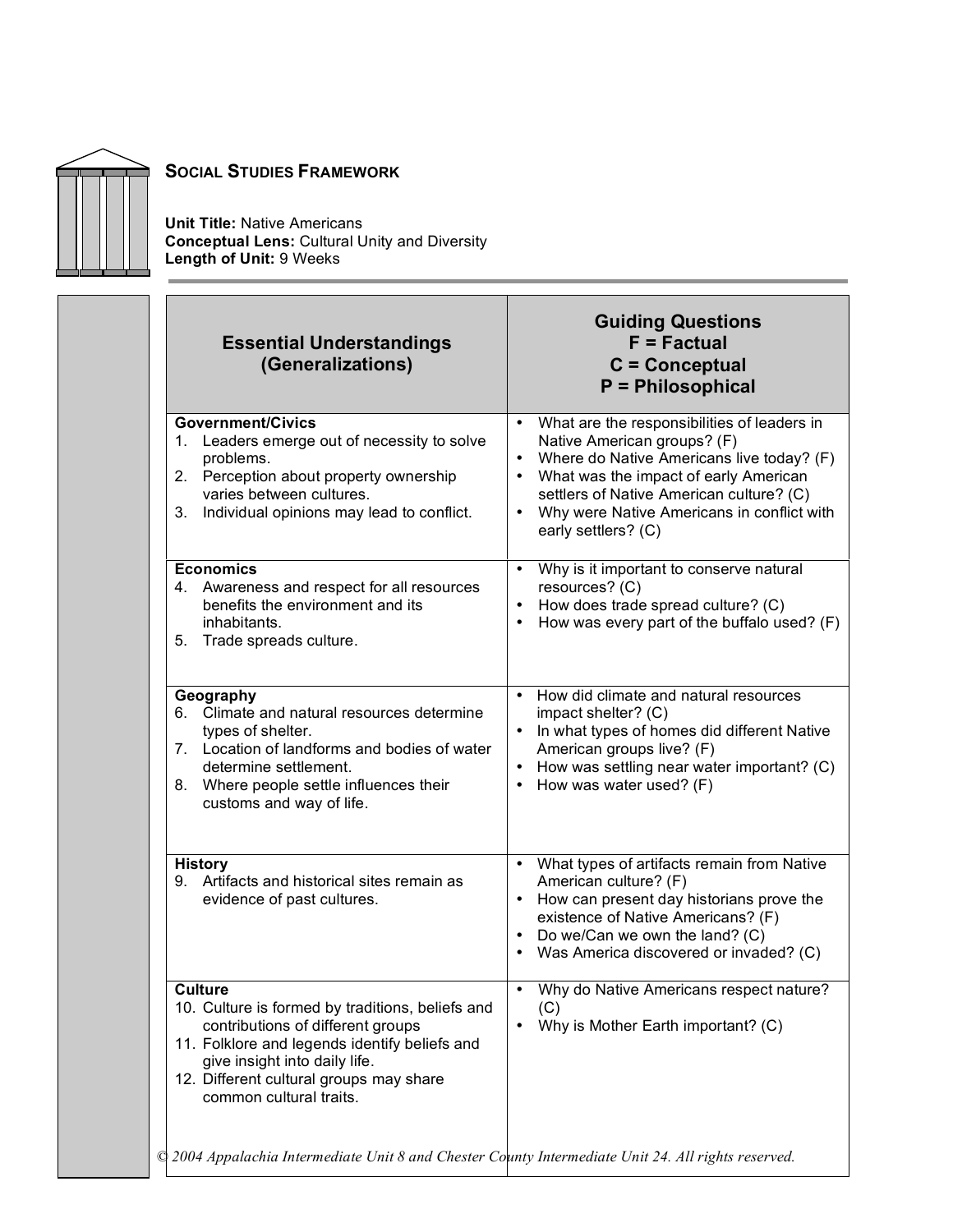## Social Studies Framework

**Unit Title:** Native Americans
**Conceptual Lens:** Cultural Unity and Diversity
**Length of Unit:** 9 Weeks

| Essential Understandings (Generalizations) | Guiding Questions F = Factual C = Conceptual P = Philosophical |
|---|---|
| **Government/Civics**<br>1. Leaders emerge out of necessity to solve problems.<br>2. Perception about property ownership varies between cultures.<br>3. Individual opinions may lead to conflict. | • What are the responsibilities of leaders in Native American groups? (F)<br>• Where do Native Americans live today? (F)<br>• What was the impact of early American settlers of Native American culture? (C)<br>• Why were Native Americans in conflict with early settlers? (C) |
| **Economics**<br>4. Awareness and respect for all resources benefits the environment and its inhabitants.<br>5. Trade spreads culture. | • Why is it important to conserve natural resources? (C)<br>• How does trade spread culture? (C)<br>• How was every part of the buffalo used? (F) |
| **Geography**<br>6. Climate and natural resources determine types of shelter.<br>7. Location of landforms and bodies of water determine settlement.<br>8. Where people settle influences their customs and way of life. | • How did climate and natural resources impact shelter? (C)<br>• In what types of homes did different Native American groups live? (F)<br>• How was settling near water important? (C)<br>• How was water used? (F) |
| **History**<br>9. Artifacts and historical sites remain as evidence of past cultures. | • What types of artifacts remain from Native American culture? (F)<br>• How can present day historians prove the existence of Native Americans? (F)<br>• Do we/Can we own the land? (C)<br>• Was America discovered or invaded? (C) |
| **Culture**<br>10. Culture is formed by traditions, beliefs and contributions of different groups<br>11. Folklore and legends identify beliefs and give insight into daily life.<br>12. Different cultural groups may share common cultural traits. | • Why do Native Americans respect nature? (C)<br>• Why is Mother Earth important? (C) |

*© 2004 Appalachia Intermediate Unit 8 and Chester County Intermediate Unit 24. All rights reserved.*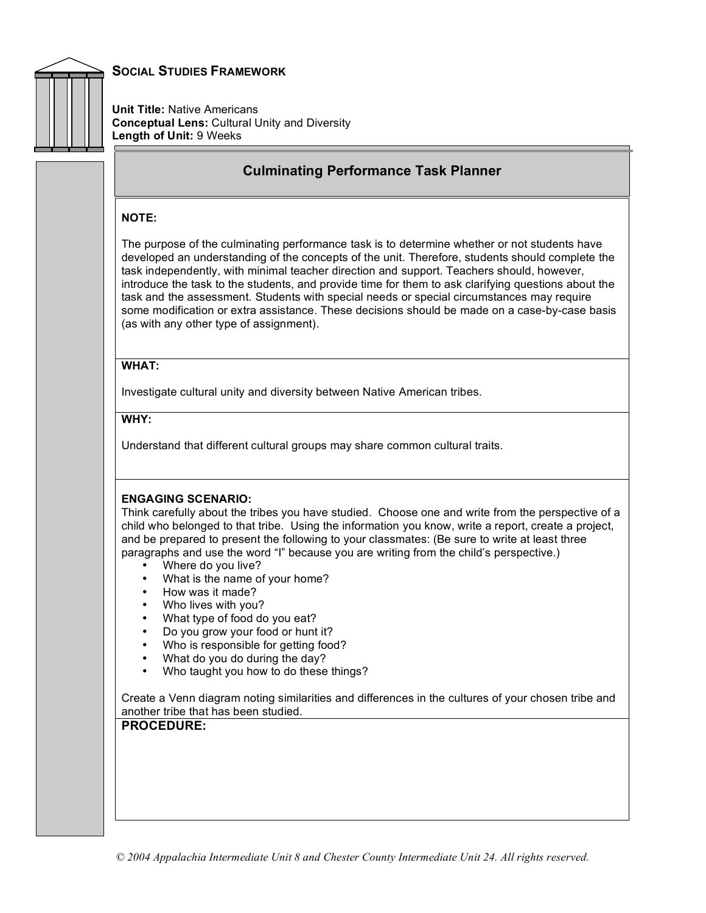## SOCIAL STUDIES FRAMEWORK

**Unit Title:** Native Americans
**Conceptual Lens:** Cultural Unity and Diversity
**Length of Unit:** 9 Weeks

### Culminating Performance Task Planner

**NOTE:**

The purpose of the culminating performance task is to determine whether or not students have developed an understanding of the concepts of the unit. Therefore, students should complete the task independently, with minimal teacher direction and support. Teachers should, however, introduce the task to the students, and provide time for them to ask clarifying questions about the task and the assessment. Students with special needs or special circumstances may require some modification or extra assistance. These decisions should be made on a case-by-case basis (as with any other type of assignment).

**WHAT:**

Investigate cultural unity and diversity between Native American tribes.

**WHY:**

Understand that different cultural groups may share common cultural traits.

**ENGAGING SCENARIO:**

Think carefully about the tribes you have studied. Choose one and write from the perspective of a child who belonged to that tribe. Using the information you know, write a report, create a project, and be prepared to present the following to your classmates: (Be sure to write at least three paragraphs and use the word "I" because you are writing from the child's perspective.)

- Where do you live?
- What is the name of your home?
- How was it made?
- Who lives with you?
- What type of food do you eat?
- Do you grow your food or hunt it?
- Who is responsible for getting food?
- What do you do during the day?
- Who taught you how to do these things?

Create a Venn diagram noting similarities and differences in the cultures of your chosen tribe and another tribe that has been studied.

**PROCEDURE:**

*© 2004 Appalachia Intermediate Unit 8 and Chester County Intermediate Unit 24. All rights reserved.*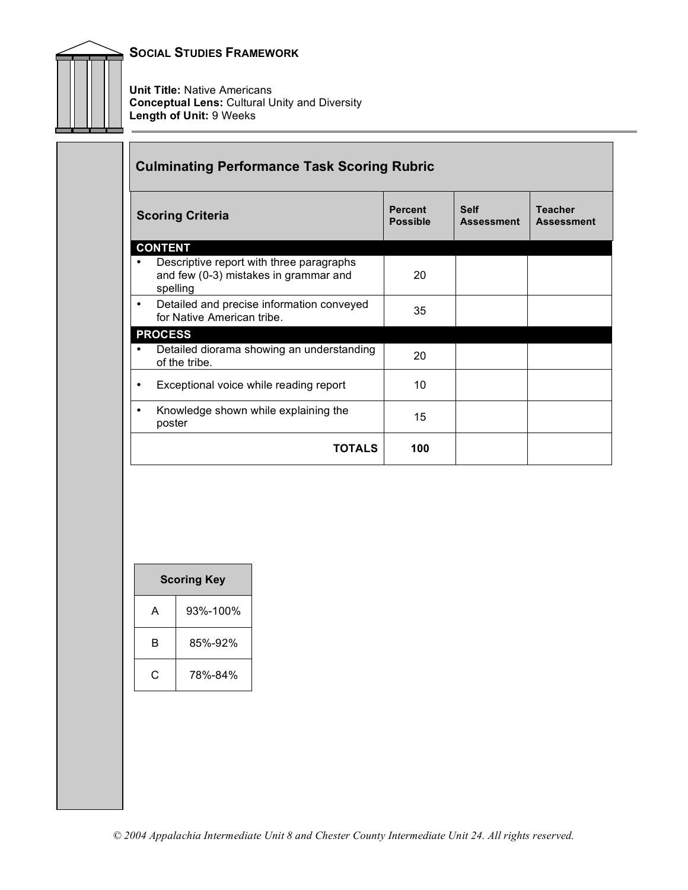**SOCIAL STUDIES FRAMEWORK**

**Unit Title:** Native Americans
**Conceptual Lens:** Cultural Unity and Diversity
**Length of Unit:** 9 Weeks

## Culminating Performance Task Scoring Rubric

| Scoring Criteria | Percent Possible | Self Assessment | Teacher Assessment |
|---|---|---|---|
| **CONTENT** | | | |
| • Descriptive report with three paragraphs and few (0-3) mistakes in grammar and spelling | 20 | | |
| • Detailed and precise information conveyed for Native American tribe. | 35 | | |
| **PROCESS** | | | |
| • Detailed diorama showing an understanding of the tribe. | 20 | | |
| • Exceptional voice while reading report | 10 | | |
| • Knowledge shown while explaining the poster | 15 | | |
| **TOTALS** | **100** | | |

| Scoring Key | |
|---|---|
| A | 93%-100% |
| B | 85%-92% |
| C | 78%-84% |

*© 2004 Appalachia Intermediate Unit 8 and Chester County Intermediate Unit 24. All rights reserved.*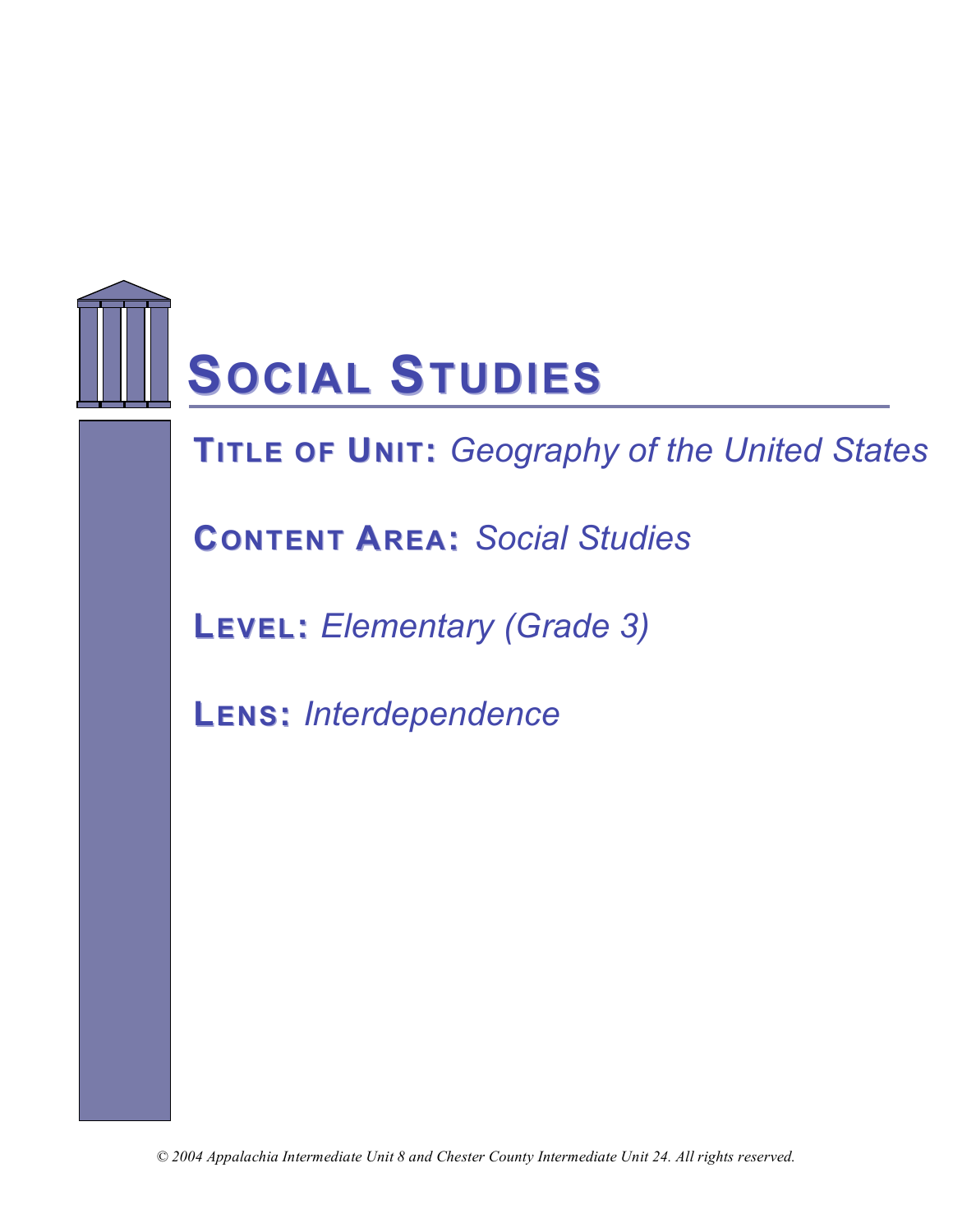# Social Studies

**Title of Unit:** *Geography of the United States*

**Content Area:** *Social Studies*

**Level:** *Elementary (Grade 3)*

**Lens:** *Interdependence*

*© 2004 Appalachia Intermediate Unit 8 and Chester County Intermediate Unit 24. All rights reserved.*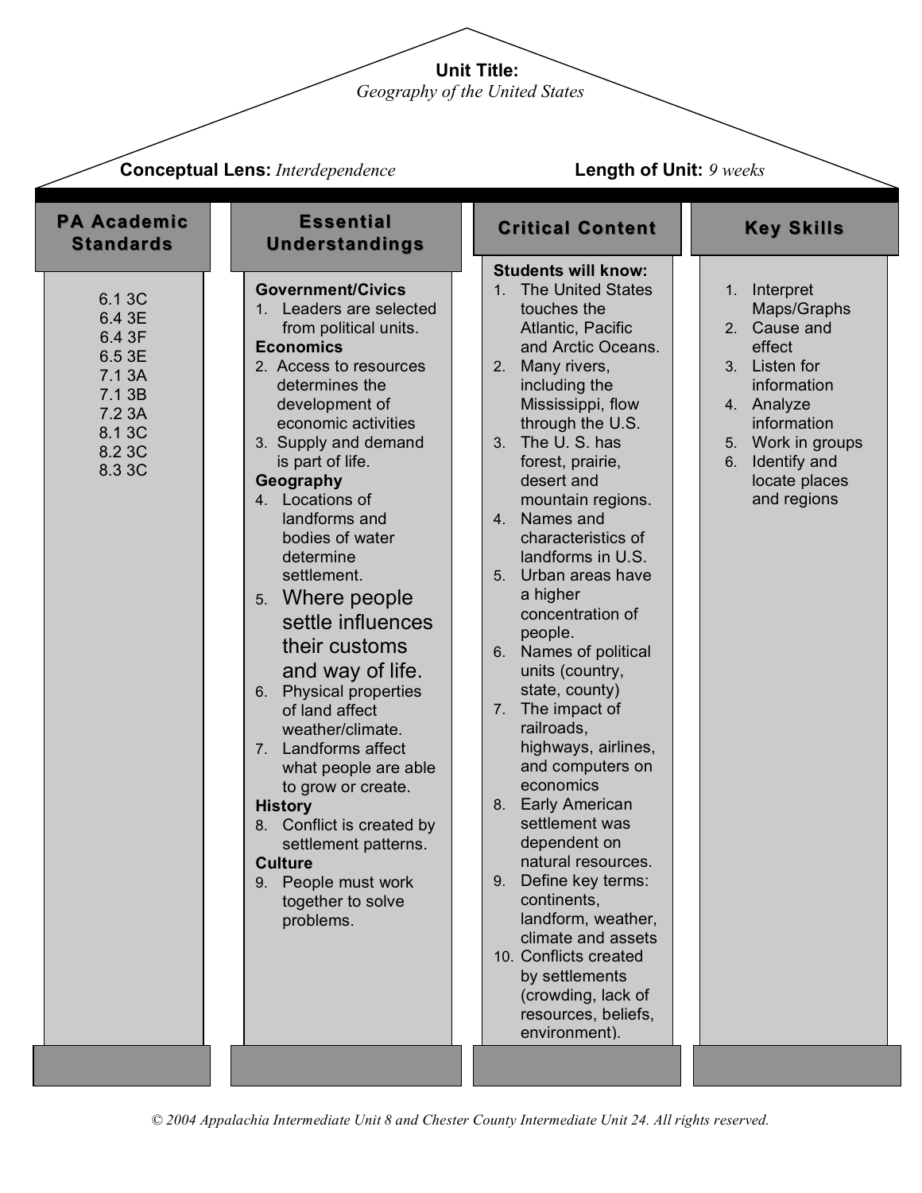**Unit Title:**
*Geography of the United States*

**Conceptual Lens:** *Interdependence*

**Length of Unit:** *9 weeks*

## PA Academic Standards

6.1 3C
6.4 3E
6.4 3F
6.5 3E
7.1 3A
7.1 3B
7.2 3A
8.1 3C
8.2 3C
8.3 3C

## Essential Understandings

**Government/Civics**

1. Leaders are selected from political units.

**Economics**

2. Access to resources determines the development of economic activities
3. Supply and demand is part of life.

**Geography**

4. Locations of landforms and bodies of water determine settlement.
5. Where people settle influences their customs and way of life.
6. Physical properties of land affect weather/climate.
7. Landforms affect what people are able to grow or create.

**History**

8. Conflict is created by settlement patterns.

**Culture**

9. People must work together to solve problems.

## Critical Content

**Students will know:**

1. The United States touches the Atlantic, Pacific and Arctic Oceans.
2. Many rivers, including the Mississippi, flow through the U.S.
3. The U. S. has forest, prairie, desert and mountain regions.
4. Names and characteristics of landforms in U.S.
5. Urban areas have a higher concentration of people.
6. Names of political units (country, state, county)
7. The impact of railroads, highways, airlines, and computers on economics
8. Early American settlement was dependent on natural resources.
9. Define key terms: continents, landform, weather, climate and assets
10. Conflicts created by settlements (crowding, lack of resources, beliefs, environment).

## Key Skills

1. Interpret Maps/Graphs
2. Cause and effect
3. Listen for information
4. Analyze information
5. Work in groups
6. Identify and locate places and regions

© 2004 Appalachia Intermediate Unit 8 and Chester County Intermediate Unit 24. All rights reserved.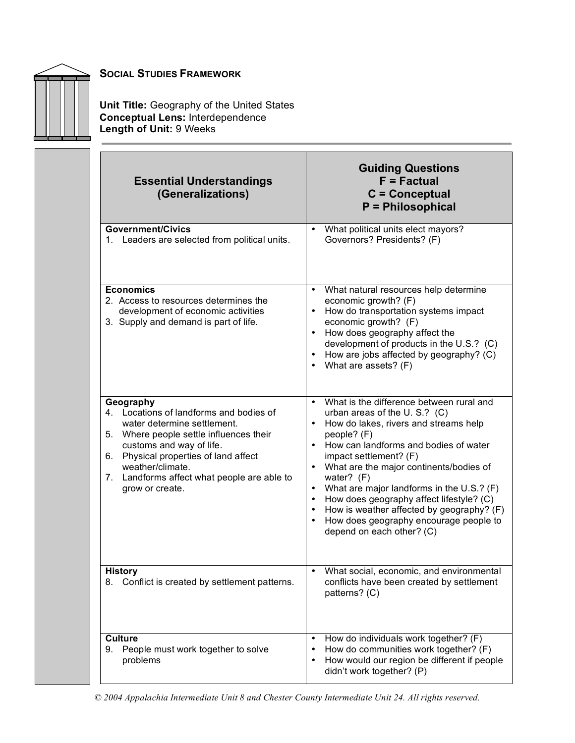## SOCIAL STUDIES FRAMEWORK

**Unit Title:** Geography of the United States
**Conceptual Lens:** Interdependence
**Length of Unit:** 9 Weeks

| Essential Understandings (Generalizations) | Guiding Questions F = Factual C = Conceptual P = Philosophical |
|---|---|
| **Government/Civics**<br>1. Leaders are selected from political units. | • What political units elect mayors? Governors? Presidents? (F) |
| **Economics**<br>2. Access to resources determines the development of economic activities<br>3. Supply and demand is part of life. | • What natural resources help determine economic growth? (F)<br>• How do transportation systems impact economic growth? (F)<br>• How does geography affect the development of products in the U.S.? (C)<br>• How are jobs affected by geography? (C)<br>• What are assets? (F) |
| **Geography**<br>4. Locations of landforms and bodies of water determine settlement.<br>5. Where people settle influences their customs and way of life.<br>6. Physical properties of land affect weather/climate.<br>7. Landforms affect what people are able to grow or create. | • What is the difference between rural and urban areas of the U. S.? (C)<br>• How do lakes, rivers and streams help people? (F)<br>• How can landforms and bodies of water impact settlement? (F)<br>• What are the major continents/bodies of water? (F)<br>• What are major landforms in the U.S.? (F)<br>• How does geography affect lifestyle? (C)<br>• How is weather affected by geography? (F)<br>• How does geography encourage people to depend on each other? (C) |
| **History**<br>8. Conflict is created by settlement patterns. | • What social, economic, and environmental conflicts have been created by settlement patterns? (C) |
| **Culture**<br>9. People must work together to solve problems | • How do individuals work together? (F)<br>• How do communities work together? (F)<br>• How would our region be different if people didn't work together? (P) |

*© 2004 Appalachia Intermediate Unit 8 and Chester County Intermediate Unit 24. All rights reserved.*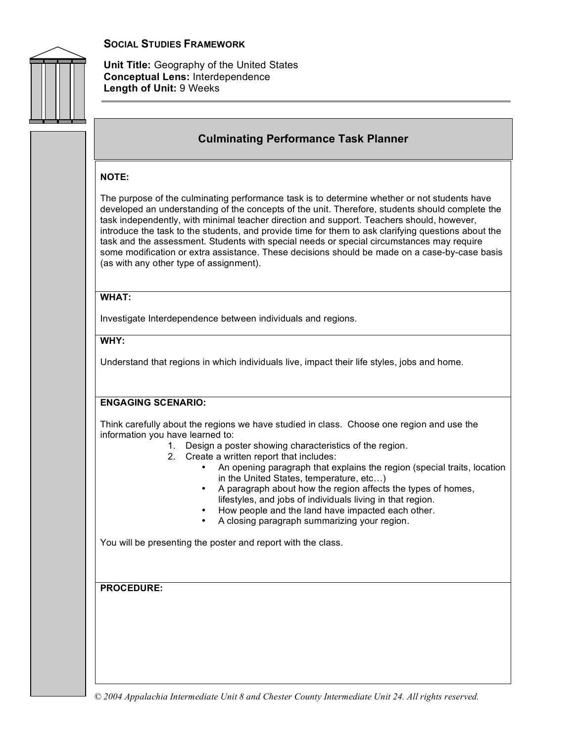**SOCIAL STUDIES FRAMEWORK**

**Unit Title:** Geography of the United States
**Conceptual Lens:** Interdependence
**Length of Unit:** 9 Weeks

## Culminating Performance Task Planner

**NOTE:**

The purpose of the culminating performance task is to determine whether or not students have developed an understanding of the concepts of the unit. Therefore, students should complete the task independently, with minimal teacher direction and support. Teachers should, however, introduce the task to the students, and provide time for them to ask clarifying questions about the task and the assessment. Students with special needs or special circumstances may require some modification or extra assistance. These decisions should be made on a case-by-case basis (as with any other type of assignment).

**WHAT:**

Investigate Interdependence between individuals and regions.

**WHY:**

Understand that regions in which individuals live, impact their life styles, jobs and home.

**ENGAGING SCENARIO:**

Think carefully about the regions we have studied in class. Choose one region and use the information you have learned to:

1. Design a poster showing characteristics of the region.
2. Create a written report that includes:
   - An opening paragraph that explains the region (special traits, location in the United States, temperature, etc…)
   - A paragraph about how the region affects the types of homes, lifestyles, and jobs of individuals living in that region.
   - How people and the land have impacted each other.
   - A closing paragraph summarizing your region.

You will be presenting the poster and report with the class.

**PROCEDURE:**

*© 2004 Appalachia Intermediate Unit 8 and Chester County Intermediate Unit 24. All rights reserved.*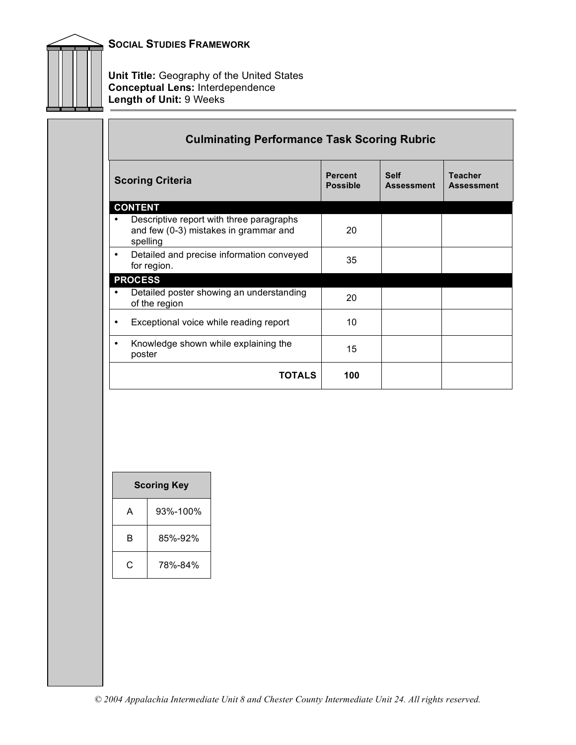**SOCIAL STUDIES FRAMEWORK**

**Unit Title:** Geography of the United States
**Conceptual Lens:** Interdependence
**Length of Unit:** 9 Weeks

## Culminating Performance Task Scoring Rubric

| Scoring Criteria | Percent Possible | Self Assessment | Teacher Assessment |
|---|---|---|---|
| **CONTENT** | | | |
| • Descriptive report with three paragraphs and few (0-3) mistakes in grammar and spelling | 20 | | |
| • Detailed and precise information conveyed for region. | 35 | | |
| **PROCESS** | | | |
| • Detailed poster showing an understanding of the region | 20 | | |
| • Exceptional voice while reading report | 10 | | |
| • Knowledge shown while explaining the poster | 15 | | |
| **TOTALS** | **100** | | |

| Scoring Key | |
|---|---|
| A | 93%-100% |
| B | 85%-92% |
| C | 78%-84% |

*© 2004 Appalachia Intermediate Unit 8 and Chester County Intermediate Unit 24. All rights reserved.*